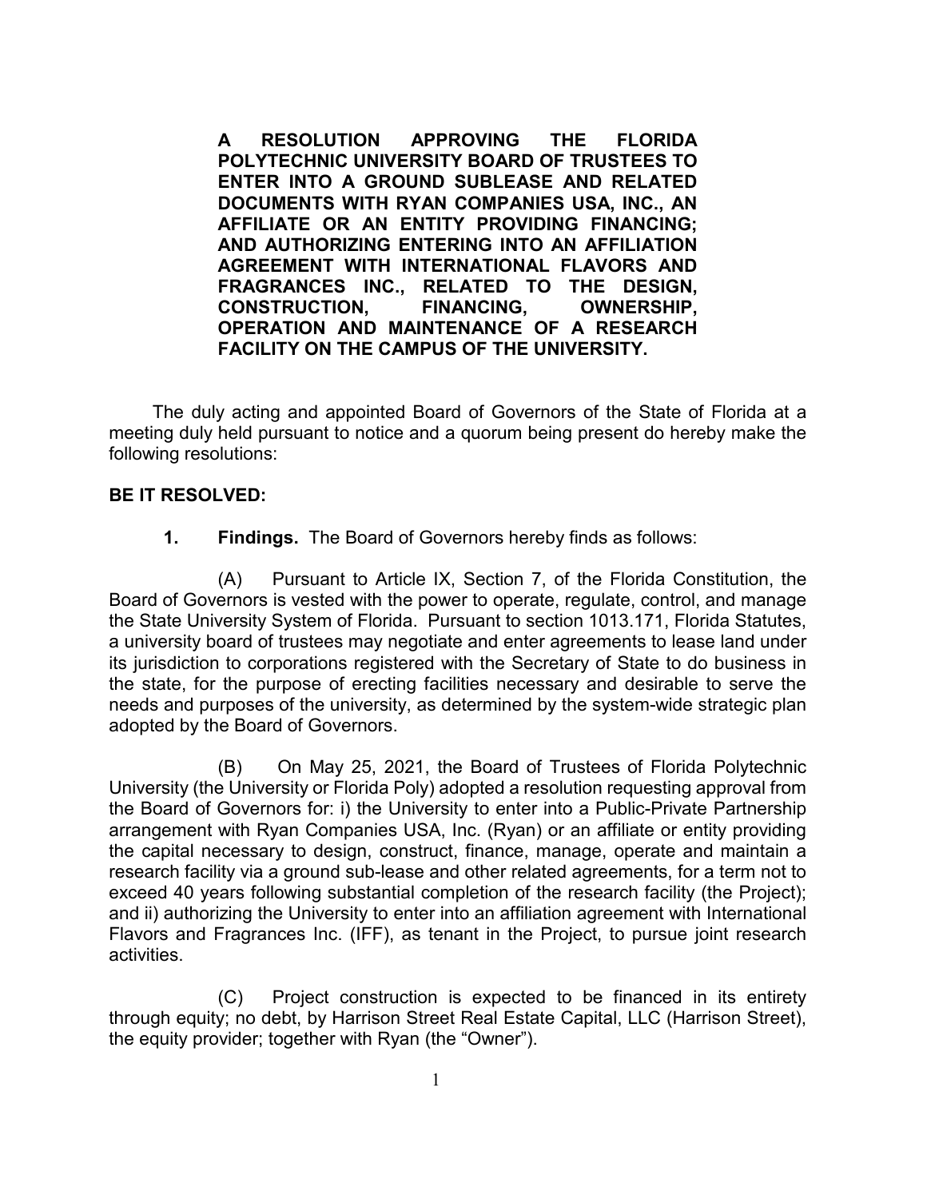**A RESOLUTION APPROVING THE FLORIDA POLYTECHNIC UNIVERSITY BOARD OF TRUSTEES TO ENTER INTO A GROUND SUBLEASE AND RELATED DOCUMENTS WITH RYAN COMPANIES USA, INC., AN AFFILIATE OR AN ENTITY PROVIDING FINANCING; AND AUTHORIZING ENTERING INTO AN AFFILIATION AGREEMENT WITH INTERNATIONAL FLAVORS AND FRAGRANCES INC., RELATED TO THE DESIGN, CONSTRUCTION, FINANCING, OWNERSHIP, OPERATION AND MAINTENANCE OF A RESEARCH FACILITY ON THE CAMPUS OF THE UNIVERSITY.**

The duly acting and appointed Board of Governors of the State of Florida at a meeting duly held pursuant to notice and a quorum being present do hereby make the following resolutions:

**BE IT RESOLVED:**

**1. Findings.** The Board of Governors hereby finds as follows:

(A) Pursuant to Article IX, Section 7, of the Florida Constitution, the Board of Governors is vested with the power to operate, regulate, control, and manage the State University System of Florida. Pursuant to section 1013.171, Florida Statutes, a university board of trustees may negotiate and enter agreements to lease land under its jurisdiction to corporations registered with the Secretary of State to do business in the state, for the purpose of erecting facilities necessary and desirable to serve the needs and purposes of the university, as determined by the system-wide strategic plan adopted by the Board of Governors.

(B) On May 25, 2021, the Board of Trustees of Florida Polytechnic University (the University or Florida Poly) adopted a resolution requesting approval from the Board of Governors for: i) the University to enter into a Public-Private Partnership arrangement with Ryan Companies USA, Inc. (Ryan) or an affiliate or entity providing the capital necessary to design, construct, finance, manage, operate and maintain a research facility via a ground sub-lease and other related agreements, for a term not to exceed 40 years following substantial completion of the research facility (the Project); and ii) authorizing the University to enter into an affiliation agreement with International Flavors and Fragrances Inc. (IFF), as tenant in the Project, to pursue joint research activities.

(C) Project construction is expected to be financed in its entirety through equity; no debt, by Harrison Street Real Estate Capital, LLC (Harrison Street), the equity provider; together with Ryan (the "Owner").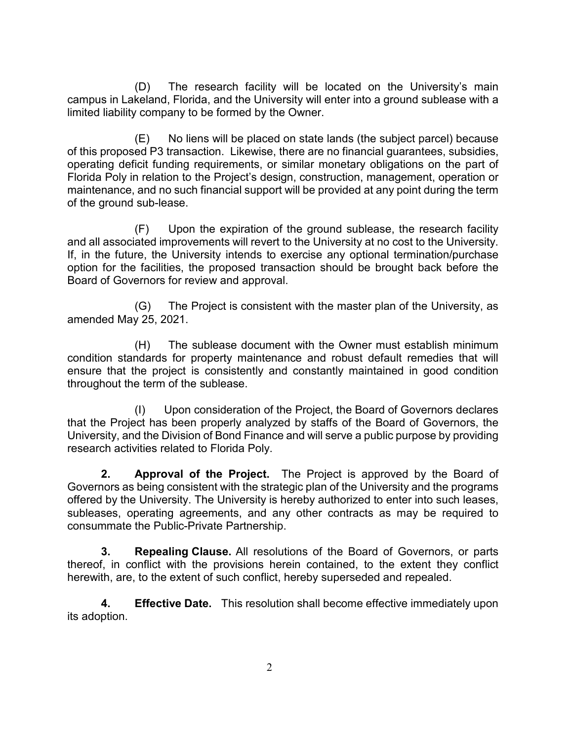(D) The research facility will be located on the University's main campus in Lakeland, Florida, and the University will enter into a ground sublease with a limited liability company to be formed by the Owner.

(E) No liens will be placed on state lands (the subject parcel) because of this proposed P3 transaction. Likewise, there are no financial guarantees, subsidies, operating deficit funding requirements, or similar monetary obligations on the part of Florida Poly in relation to the Project's design, construction, management, operation or maintenance, and no such financial support will be provided at any point during the term of the ground sub-lease.

(F) Upon the expiration of the ground sublease, the research facility and all associated improvements will revert to the University at no cost to the University. If, in the future, the University intends to exercise any optional termination/purchase option for the facilities, the proposed transaction should be brought back before the Board of Governors for review and approval.

(G) The Project is consistent with the master plan of the University, as amended May 25, 2021.

(H) The sublease document with the Owner must establish minimum condition standards for property maintenance and robust default remedies that will ensure that the project is consistently and constantly maintained in good condition throughout the term of the sublease.

(I) Upon consideration of the Project, the Board of Governors declares that the Project has been properly analyzed by staffs of the Board of Governors, the University, and the Division of Bond Finance and will serve a public purpose by providing research activities related to Florida Poly.

**2. Approval of the Project.** The Project is approved by the Board of Governors as being consistent with the strategic plan of the University and the programs offered by the University. The University is hereby authorized to enter into such leases, subleases, operating agreements, and any other contracts as may be required to consummate the Public-Private Partnership.

**3. Repealing Clause.** All resolutions of the Board of Governors, or parts thereof, in conflict with the provisions herein contained, to the extent they conflict herewith, are, to the extent of such conflict, hereby superseded and repealed.

**4. Effective Date.** This resolution shall become effective immediately upon its adoption.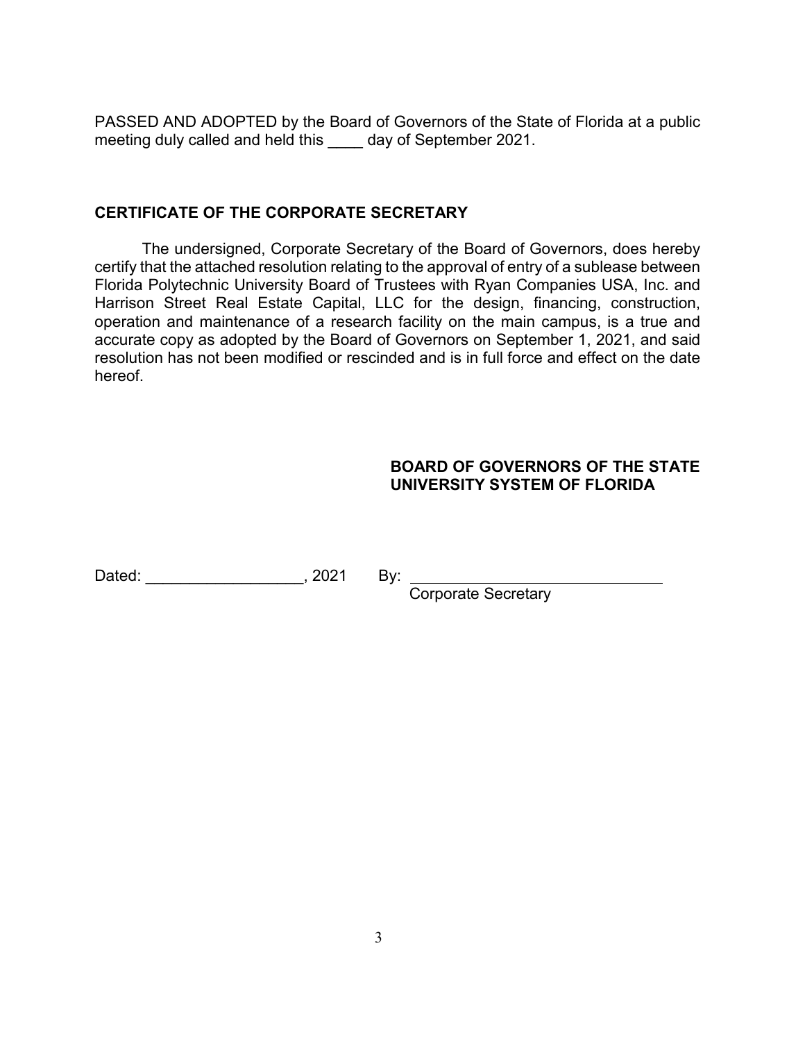PASSED AND ADOPTED by the Board of Governors of the State of Florida at a public meeting duly called and held this ____ day of September 2021.

## CERTIFICATE OF THE CORPORATE SECRETARY

The undersigned, Corporate Secretary of the Board of Governors, does hereby certify that the attached resolution relating to the approval of entry of a sublease between Florida Polytechnic University Board of Trustees with Ryan Companies USA, Inc. and Harrison Street Real Estate Capital, LLC for the design, financing, construction, operation and maintenance of a research facility on the main campus, is a true and accurate copy as adopted by the Board of Governors on September 1, 2021, and said resolution has not been modified or rescinded and is in full force and effect on the date hereof.

**BOARD OF GOVERNORS OF THE STATE UNIVERSITY SYSTEM OF FLORIDA**

Dated: __________________, 2021 By: _____________________________

Corporate Secretary